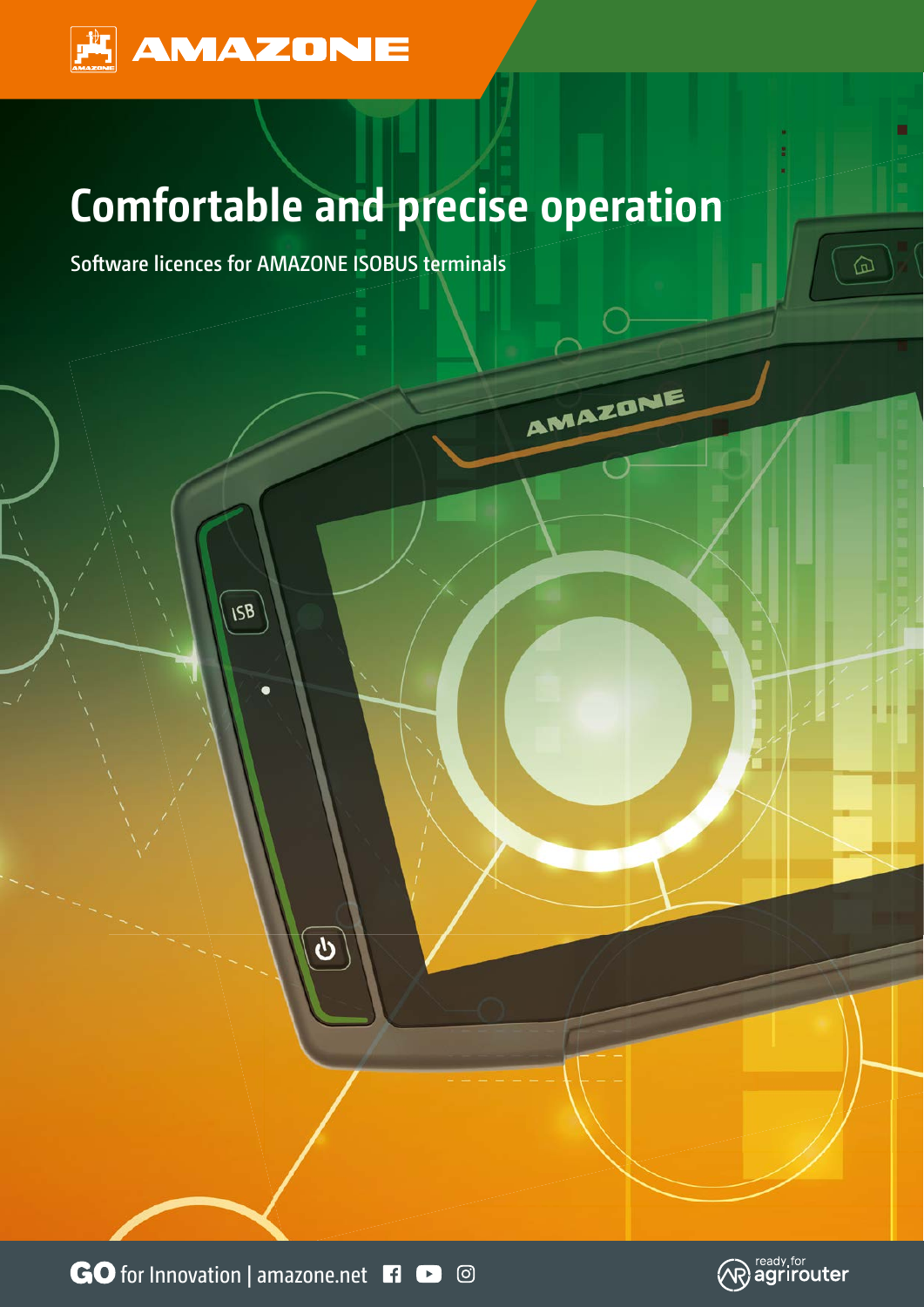AMAZONE

# Comfortable and precise operation

Software licences for AMAZONE ISOBUS terminals

GO for Innovation | amazone.net

ready for agrirouter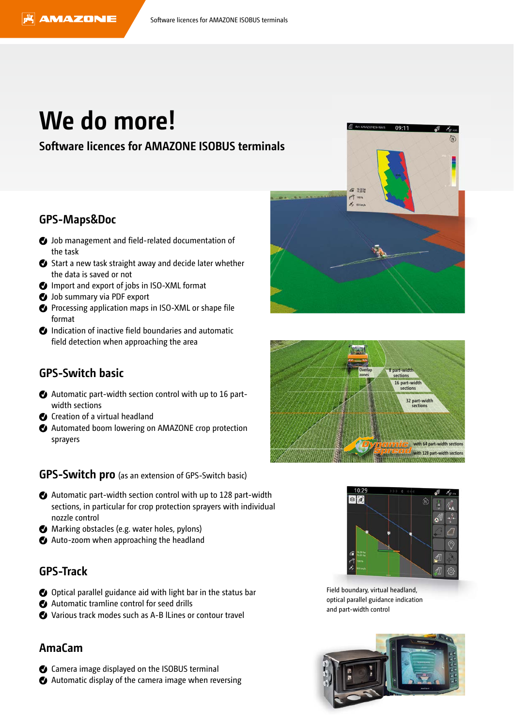# We do more!

## Software licences for AMAZONE ISOBUS terminals

### GPS-Maps&Doc

- Job management and field-related documentation of the task
- Start a new task straight away and decide later whether the data is saved or not
- Import and export of jobs in ISO-XML format
- Job summary via PDF export
- Processing application maps in ISO-XML or shape file format
- Indication of inactive field boundaries and automatic field detection when approaching the area

### GPS-Switch basic

- Automatic part-width section control with up to 16 part-width sections
- Creation of a virtual headland
- Automated boom lowering on AMAZONE crop protection sprayers

### GPS-Switch pro (as an extension of GPS-Switch basic)

- Automatic part-width section control with up to 128 part-width sections, in particular for crop protection sprayers with individual nozzle control
- Marking obstacles (e.g. water holes, pylons)
- Auto-zoom when approaching the headland

### GPS-Track

- Optical parallel guidance aid with light bar in the status bar
- Automatic tramline control for seed drills
- Various track modes such as A-B lLines or contour travel

### AmaCam

- Camera image displayed on the ISOBUS terminal
- Automatic display of the camera image when reversing

Field boundary, virtual headland, optical parallel guidance indication and part-width control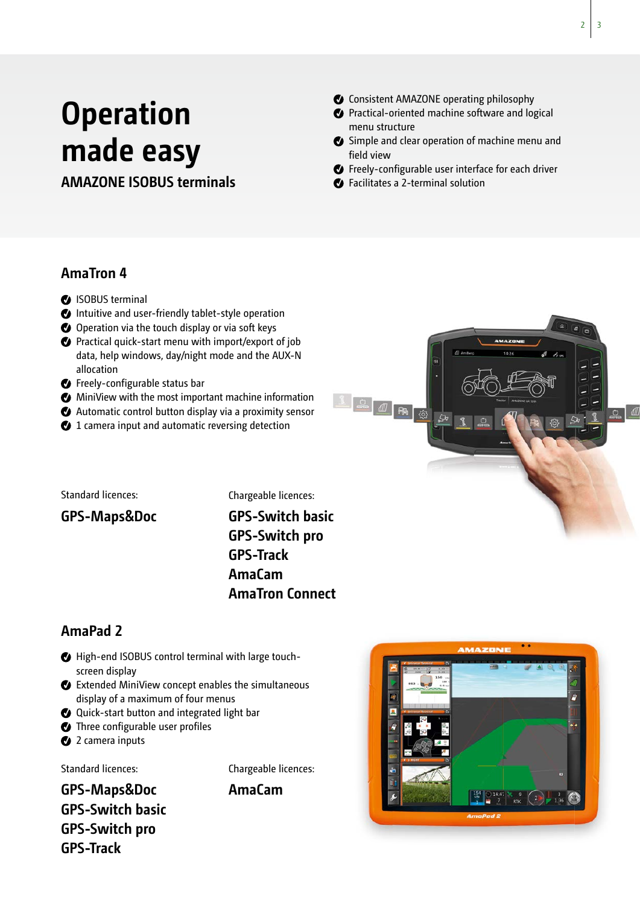# Operation made easy

## AMAZONE ISOBUS terminals

- Consistent AMAZONE operating philosophy
- Practical-oriented machine software and logical menu structure
- Simple and clear operation of machine menu and field view
- Freely-configurable user interface for each driver
- Facilitates a 2-terminal solution

## AmaTron 4

- ISOBUS terminal
- Intuitive and user-friendly tablet-style operation
- Operation via the touch display or via soft keys
- Practical quick-start menu with import/export of job data, help windows, day/night mode and the AUX-N allocation
- Freely-configurable status bar
- MiniView with the most important machine information
- Automatic control button display via a proximity sensor
- 1 camera input and automatic reversing detection

Standard licences:

**GPS-Maps&Doc**

Chargeable licences:

**GPS-Switch basic**
**GPS-Switch pro**
**GPS-Track**
**AmaCam**
**AmaTron Connect**

## AmaPad 2

- High-end ISOBUS control terminal with large touch-screen display
- Extended MiniView concept enables the simultaneous display of a maximum of four menus
- Quick-start button and integrated light bar
- Three configurable user profiles
- 2 camera inputs

Standard licences:

**GPS-Maps&Doc**
**GPS-Switch basic**
**GPS-Switch pro**
**GPS-Track**

Chargeable licences:

**AmaCam**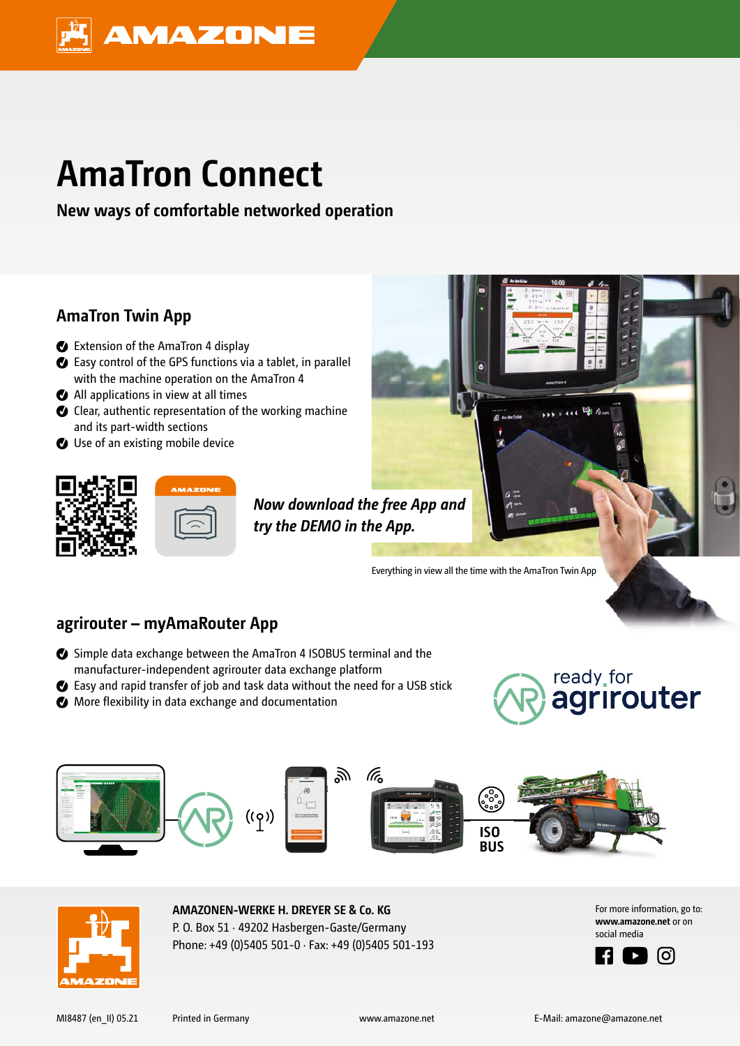# AmaTron Connect

**New ways of comfortable networked operation**

## AmaTron Twin App

- Extension of the AmaTron 4 display
- Easy control of the GPS functions via a tablet, in parallel with the machine operation on the AmaTron 4
- All applications in view at all times
- Clear, authentic representation of the working machine and its part-width sections
- Use of an existing mobile device

*Now download the free App and try the DEMO in the App.*

Everything in view all the time with the AmaTron Twin App

## agrirouter – myAmaRouter App

- Simple data exchange between the AmaTron 4 ISOBUS terminal and the manufacturer-independent agrirouter data exchange platform
- Easy and rapid transfer of job and task data without the need for a USB stick
- More flexibility in data exchange and documentation

ready for agrirouter

ISO BUS

**AMAZONEN-WERKE H. DREYER SE & Co. KG**
P. O. Box 51 · 49202 Hasbergen-Gaste/Germany
Phone: +49 (0)5405 501-0 · Fax: +49 (0)5405 501-193

For more information, go to: **www.amazone.net** or on social media

MI8487 (en_II) 05.21 Printed in Germany www.amazone.net E-Mail: amazone@amazone.net